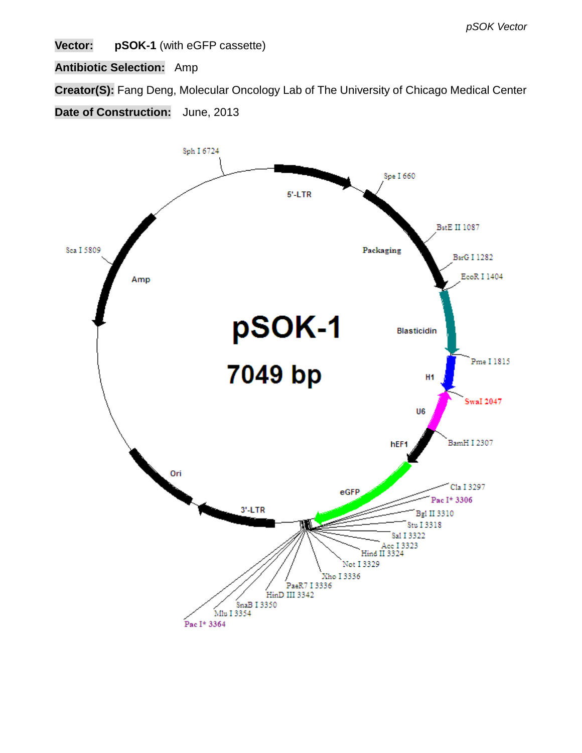**Vector:** **pSOK-1** (with eGFP cassette)

**Antibiotic Selection:** Amp

**Creator(S):** Fang Deng, Molecular Oncology Lab of The University of Chicago Medical Center

**Date of Construction:** June, 2013

pSOK-1

7049 bp

5'-LTR

Packaging

Blasticidin

H1

U6

hEF1

eGFP

3'-LTR

Ori

Amp

Sph I 6724

Spe I 660

BstE II 1087

BsrG I 1282

EcoR I 1404

Pme I 1815

SwaI 2047

BamH I 2307

Cla I 3297

Pac I* 3306

Bgl II 3310

Stu I 3318

Sal I 3322

Acc I 3323

Hind II 3324

Not I 3329

Xho I 3336

PaeR7 I 3336

HinD III 3342

SnaB I 3350

Mlu I 3354

Pac I* 3364

Sca I 5809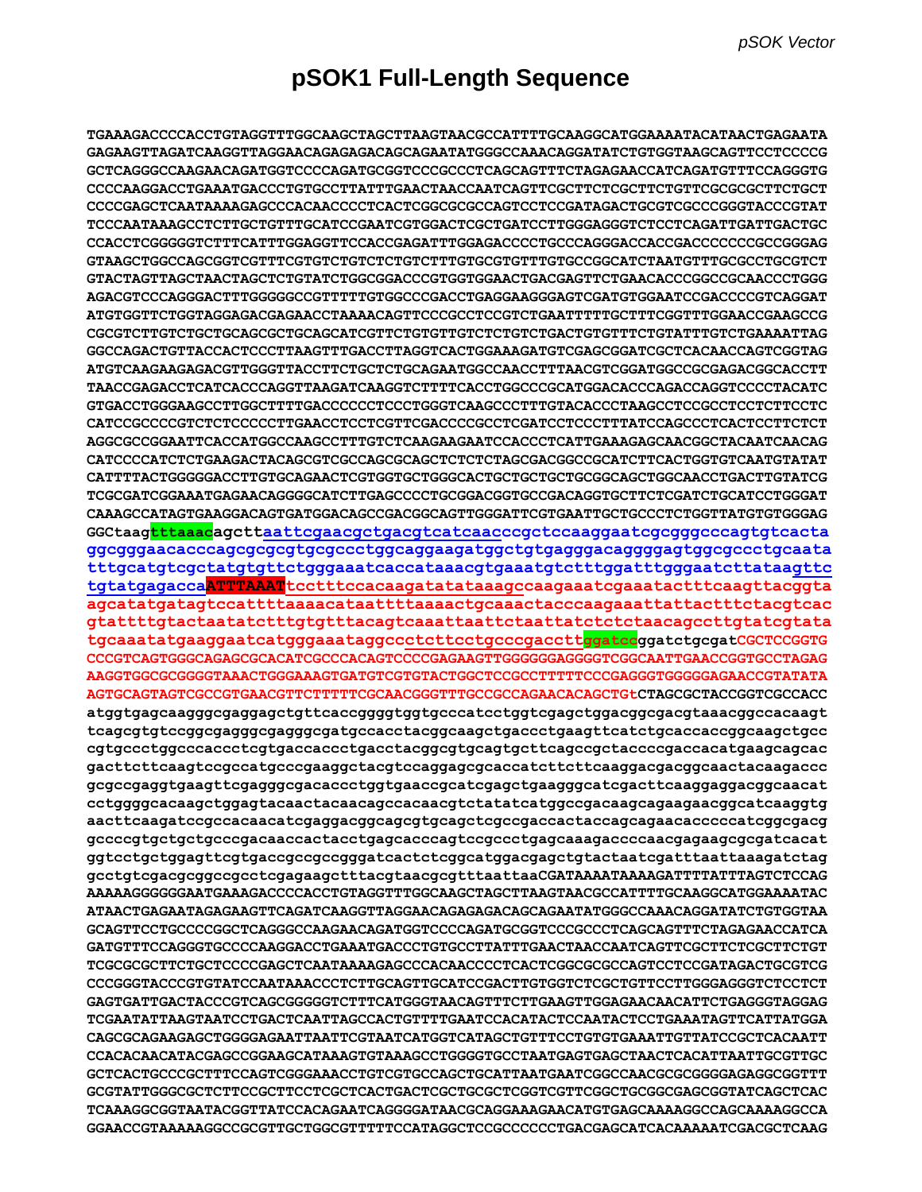# pSOK1 Full-Length Sequence

```
TGAAAGACCCCACCTGTAGGTTTGGCAAGCTAGCTTAAGTAACGCCATTTTGCAAGGCATGGAAAATACATAACTGAGAATA
GAGAAGTTAGATCAAGGTTAGGAACAGAGAGACAGCAGAATATGGGCCAAACAGGATATCTGTGGTAAGCAGTTCCTCCCCG
GCTCAGGGCCAAGAACAGATGGTCCCCAGATGCGGTCCCGCCCTCAGCAGTTTCTAGAGAACCATCAGATGTTTCCAGGGTG
CCCCAAGGACCTGAAATGACCCTGTGCCTTATTTGAACTAACCAATCAGTTCGCTTCTCGCTTCTGTTCGCGCGCTTCTGCT
CCCCGAGCTCAATAAAAGAGCCCACAACCCCTCACTCGGCGCGCCAGTCCTCCGATAGACTGCGTCGCCCGGGTACCCGTAT
TCCCAATAAAGCCTCTTGCTGTTTGCATCCGAATCGTGGACTCGCTGATCCTTGGGAGGGTCTCCTCAGATTGATTGACTGC
CCACCTCGGGGGTCTTTCATTTGGAGGTTCCACCGAGATTTGGAGACCCCTGCCCAGGGACCACCGACCCCCCCGCCGGGAG
GTAAGCTGGCCAGCGGTCGTTTCGTGTCTGTCTCTGTCTTTGTGCGTGTTTGTGCCGGCATCTAATGTTTGCGCCTGCGTCT
GTACTAGTTAGCTAACTAGCTCTGTATCTGGCGGACCCGTGGTGGAACTGACGAGTTCTGAACACCCGGCCGCAACCCTGGG
AGACGTCCCAGGGACTTTGGGGGCCGTTTTTGTGGCCCGACCTGAGGAAGGGAGTCGATGTGGAATCCGACCCCGTCAGGAT
ATGTGGTTCTGGTAGGAGACGAGAACCTAAAACAGTTCCCGCCTCCGTCTGAATTTTTGCTTTCGGTTTGGAACCGAAGCCG
CGCGTCTTGTCTGCTGCAGCGCTGCAGCATCGTTCTGTGTTGTCTCTGTCTGACTGTGTTTCTGTATTTGTCTGAAAATTAG
GGCCAGACTGTTACCACTCCCTTAAGTTTGACCTTAGGTCACTGGAAAGATGTCGAGCGGATCGCTCACAACCAGTCGGTAG
ATGTCAAGAAGAGACGTTGGGTTACCTTCTGCTCTGCAGAATGGCCAACCTTTAACGTCGGATGGCCGCGAGACGGCACCTT
TAACCGAGACCTCATCACCCAGGTTAAGATCAAGGTCTTTTCACCTGGCCCGCATGGACACCCAGACCAGGTCCCCTACATC
GTGACCTGGGAAGCCTTGGCTTTTGACCCCCCTCCCTGGGTCAAGCCCTTTGTACACCCTAAGCCTCCGCCTCCTCTTCCTC
CATCCGCCCCGTCTCTCCCCCTTGAACCTCCTCGTTCGACCCCGCCTCGATCCTCCCTTTATCCAGCCCTCACTCCTTCTCT
AGGCGCCGGAATTCACCATGGCCAAGCCTTTGTCTCAAGAAGAATCCACCCTCATTGAAAGAGCAACGGCTACAATCAACAG
CATCCCCATCTCTGAAGACTACAGCGTCGCCAGCGCAGCTCTCTCTAGCGACGGCCGCATCTTCACTGGTGTCAATGTATAT
CATTTTACTGGGGGACCTTGTGCAGAACTCGTGGTGCTGGGCACTGCTGCTGCTGCGGCAGCTGGCAACCTGACTTGTATCG
TCGCGATCGGAAATGAGAACAGGGGCATCTTGAGCCCCTGCGGACGGTGCCGACAGGTGCTTCTCGATCTGCATCCTGGGAT
CAAAGCCATAGTGAAGGACAGTGATGGACAGCCGACGGCAGTTGGGATTCGTGAATTGCTGCCCTCTGGTTATGTGTGGGAG
GGCtaagtttaaacagcttaattcgaacgctgacgtcatcaacccgctccaaggaatcgcgggcccagtgtcacta
ggcgggaacacccagcgcgcgtgcgccctggcaggaagatggctgtgagggacaggggagtggcgccctgcaata
tttgcatgtcgctatgtgttctgggaaatcaccataaacgtgaaatgtctttggatttgggaatcttataagttc
tgtatgagaccaATTTAAATtcctttccacaagatatataaagccaagaaatcgaaatactttcaagttacggta
agcatatgatagtccattttaaaacataattttaaaactgcaaactacccaagaaattattactttctacgtcac
gtattttgtactaatatctttgtgtttacagtcaaattaattctaattatctctctaacagccttgtatcgtata
tgcaaatatgaaggaatcatgggaaataggccctcttcctgcccgaccttggatccggatctgcgatCGCTCCGGTG
CCCGTCAGTGGGCAGAGCGCACATCGCCCACAGTCCCCGAGAAGTTGGGGGGAGGGGTCGGCAATTGAACCGGTGCCTAGAG
AAGGTGGCGCGGGGTAAACTGGGAAAGTGATGTCGTGTACTGGCTCCGCCTTTTTCCCGAGGGTGGGGGAGAACCGTATATA
AGTGCAGTAGTCGCCGTGAACGTTCTTTTTCGCAACGGGTTTGCCGCCAGAACACAGCTGtCTAGCGCTACCGGTCGCCACC
atggtgagcaagggcgaggagctgttcaccggggtggtgcccatcctggtcgagctggacggcgacgtaaacggccacaagt
tcagcgtgtccggcgagggcgagggcgatgccacctacggcaagctgaccctgaagttcatctgcaccaccggcaagctgcc
cgtgccctggcccaccctcgtgaccaccctgacctacggcgtgcagtgcttcagccgctaccccgaccacatgaagcagcac
gacttcttcaagtccgccatgcccgaaggctacgtccaggagcgcaccatcttcttcaaggacgacggcaactacaagaccc
gcgccgaggtgaagttcgagggcgacaccctggtgaaccgcatcgagctgaagggcatcgacttcaaggaggacggcaacat
cctggggcacaagctggagtacaactacaacagccacaacgtctatatcatggccgacaagcagaagaacggcatcaaggtg
aacttcaagatccgccacaacatcgaggacggcagcgtgcagctcgccgaccactaccagcagaacacccccatcggcgacg
gccccgtgctgctgcccgacaaccactacctgagcacccagtccgccctgagcaaagaccccaacgagaagcgcgatcacat
ggtcctgctggagttcgtgaccgccgccgggatcactctcggcatggacgagctgtactaatcgatttaattaaagatctag
gcctgtcgacgcggccgcctcgagaagctttacgtaacgcgtttaattaaCGATAAAATAAAAGATTTTATTTAGTCTCCAG
AAAAAGGGGGGAATGAAAGACCCCACCTGTAGGTTTGGCAAGCTAGCTTAAGTAACGCCATTTTGCAAGGCATGGAAAATAC
ATAACTGAGAATAGAGAAGTTCAGATCAAGGTTAGGAACAGAGAGACAGCAGAATATGGGCCAAACAGGATATCTGTGGTAA
GCAGTTCCTGCCCCGGCTCAGGGCCAAGAACAGATGGTCCCCAGATGCGGTCCCGCCCTCAGCAGTTTCTAGAGAACCATCA
GATGTTTCCAGGGTGCCCCAAGGACCTGAAATGACCCTGTGCCTTATTTGAACTAACCAATCAGTTCGCTTCTCGCTTCTGT
TCGCGCGCTTCTGCTCCCCGAGCTCAATAAAAGAGCCCACAACCCCTCACTCGGCGCGCCAGTCCTCCGATAGACTGCGTCG
CCCGGGTACCCGTGTATCCAATAAACCCTCTTGCAGTTGCATCCGACTTGTGGTCTCGCTGTTCCTTGGGAGGGTCTCCTCT
GAGTGATTGACTACCCGTCAGCGGGGGTCTTTCATGGGTAACAGTTTCTTGAAGTTGGAGAACAACATTCTGAGGGTAGGAG
TCGAATATTAAGTAATCCTGACTCAATTAGCCACTGTTTTGAATCCACATACTCCAATACTCCTGAAATAGTTCATTATGGA
CAGCGCAGAAGAGCTGGGGAGAATTAATTCGTAATCATGGTCATAGCTGTTTCCTGTGTGAAATTGTTATCCGCTCACAATT
CCACACAACATACGAGCCGGAAGCATAAAGTGTAAAGCCTGGGGTGCCTAATGAGTGAGCTAACTCACATTAATTGCGTTGC
GCTCACTGCCCGCTTTCCAGTCGGGAAACCTGTCGTGCCAGCTGCATTAATGAATCGGCCAACGCGCGGGGAGAGGCGGTTT
GCGTATTGGGCGCTCTTCCGCTTCCTCGCTCACTGACTCGCTGCGCTCGGTCGTTCGGCTGCGGCGAGCGGTATCAGCTCAC
TCAAAGGCGGTAATACGGTTATCCACAGAATCAGGGGATAACGCAGGAAAGAACATGTGAGCAAAAGGCCAGCAAAAGGCCA
GGAACCGTAAAAAGGCCGCGTTGCTGGCGTTTTTCCATAGGCTCCGCCCCCCTGACGAGCATCACAAAAATCGACGCTCAAG
```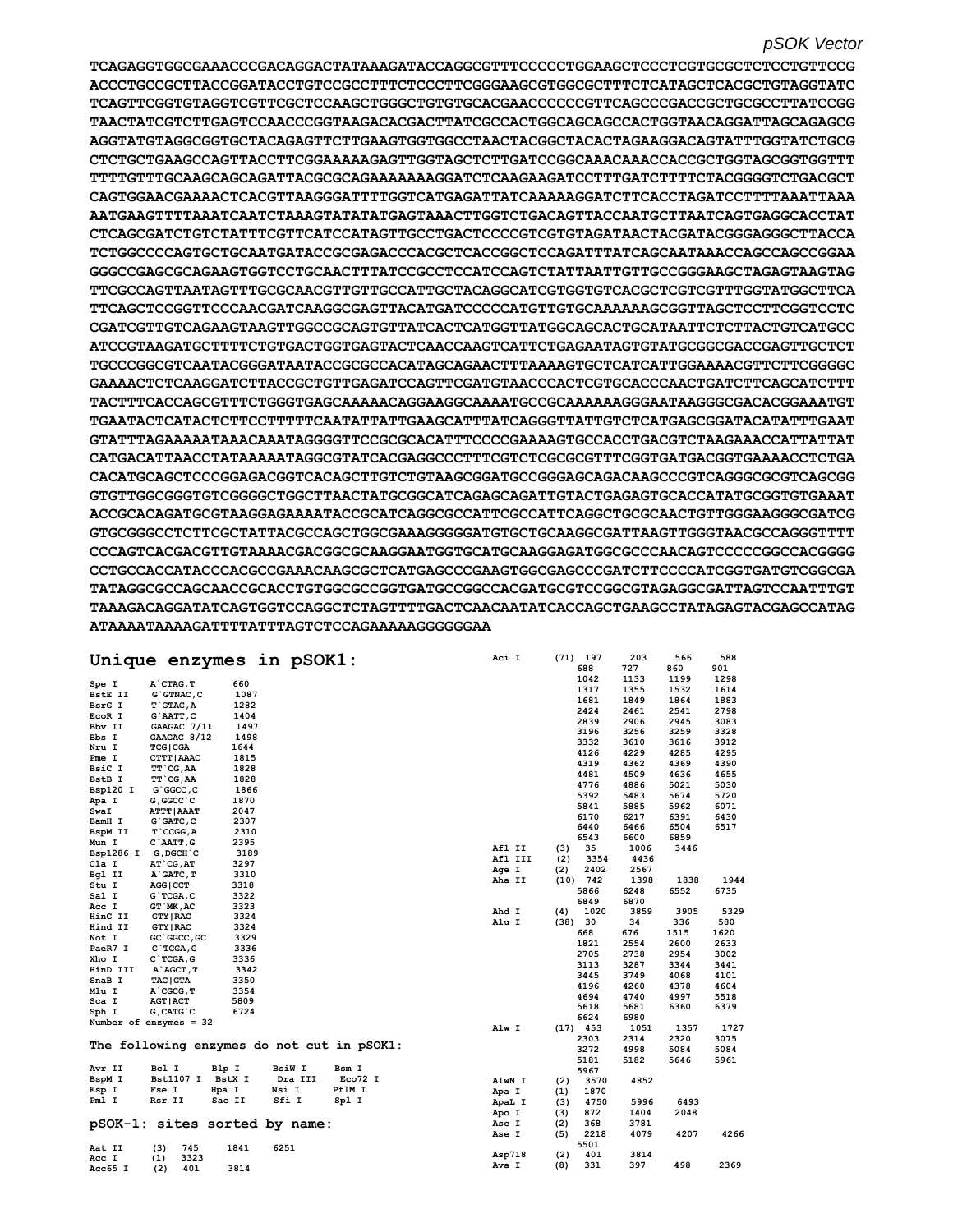*pSOK Vector*

**TCAGAGGTGGCGAAACCCGACAGGACTATAAAGATACCAGGCGTTTCCCCCTGGAAGCTCCCTCGTGCGCTCTCCTGTTCCG ACCCTGCCGCTTACCGGATACCTGTCCGCCTTTCTCCCTTCGGGAAGCGTGGCGCTTTCTCATAGCTCACGCTGTAGGTATC TCAGTTCGGTGTAGGTCGTTCGCTCCAAGCTGGGCTGTGTGCACGAACCCCCCGTTCAGCCCGACCGCTGCGCCTTATCCGG TAACTATCGTCTTGAGTCCAACCCGGTAAGACACGACTTATCGCCACTGGCAGCAGCCACTGGTAACAGGATTAGCAGAGCG AGGTATGTAGGCGGTGCTACAGAGTTCTTGAAGTGGTGGCCTAACTACGGCTACACTAGAAGGACAGTATTTGGTATCTGCG CTCTGCTGAAGCCAGTTACCTTCGGAAAAAGAGTTGGTAGCTCTTGATCCGGCAAACAAACCACCGCTGGTAGCGGTGGTTT TTTTGTTTGCAAGCAGCAGATTACGCGCAGAAAAAAAGGATCTCAAGAAGATCCTTTGATCTTTTCTACGGGGTCTGACGCT CAGTGGAACGAAAACTCACGTTAAGGGATTTTGGTCATGAGATTATCAAAAAGGATCTTCACCTAGATCCTTTTAAATTAAA AATGAAGTTTTAAATCAATCTAAAGTATATATGAGTAAACTTGGTCTGACAGTTACCAATGCTTAATCAGTGAGGCACCTAT CTCAGCGATCTGTCTATTTCGTTCATCCATAGTTGCCTGACTCCCCGTCGTGTAGATAACTACGATACGGGAGGGCTTACCA TCTGGCCCCAGTGCTGCAATGATACCGCGAGACCCACGCTCACCGGCTCCAGATTTATCAGCAATAAACCAGCCAGCCGGAA GGGCCGAGCGCAGAAGTGGTCCTGCAACTTTATCCGCCTCCATCCAGTCTATTAATTGTTGCCGGGAAGCTAGAGTAAGTAG TTCGCCAGTTAATAGTTTGCGCAACGTTGTTGCCATTGCTACAGGCATCGTGGTGTCACGCTCGTCGTTTGGTATGGCTTCA TTCAGCTCCGGTTCCCAACGATCAAGGCGAGTTACATGATCCCCCATGTTGTGCAAAAAAGCGGTTAGCTCCTTCGGTCCTC CGATCGTTGTCAGAAGTAAGTTGGCCGCAGTGTTATCACTCATGGTTATGGCAGCACTGCATAATTCTCTTACTGTCATGCC ATCCGTAAGATGCTTTTCTGTGACTGGTGAGTACTCAACCAAGTCATTCTGAGAATAGTGTATGCGGCGACCGAGTTGCTCT TGCCCGGCGTCAATACGGGATAATACCGCGCCACATAGCAGAACTTTAAAAGTGCTCATCATTGGAAAACGTTCTTCGGGGC GAAAACTCTCAAGGATCTTACCGCTGTTGAGATCCAGTTCGATGTAACCCACTCGTGCACCCAACTGATCTTCAGCATCTTT TACTTTCACCAGCGTTTCTGGGTGAGCAAAAACAGGAAGGCAAAATGCCGCAAAAAAGGGAATAAGGGCGACACGGAAATGT TGAATACTCATACTCTTCCTTTTTCAATATTATTGAAGCATTTATCAGGGTTATTGTCTCATGAGCGGATACATATTTGAAT GTATTTAGAAAAATAAACAAATAGGGGTTCCGCGCACATTTCCCCGAAAAGTGCCACCTGACGTCTAAGAAACCATTATTAT CATGACATTAACCTATAAAAATAGGCGTATCACGAGGCCCTTTCGTCTCGCGCGTTTCGGTGATGACGGTGAAAACCTCTGA CACATGCAGCTCCCGGAGACGGTCACAGCTTGTCTGTAAGCGGATGCCGGGAGCAGACAAGCCCGTCAGGGCGCGTCAGCGG GTGTTGGCGGGTGTCGGGGCTGGCTTAACTATGCGGCATCAGAGCAGATTGTACTGAGAGTGCACCATATGCGGTGTGAAAT ACCGCACAGATGCGTAAGGAGAAAATACCGCATCAGGCGCCATTCGCCATTCAGGCTGCGCAACTGTTGGGAAGGGCGATCG GTGCGGGCCTCTTCGCTATTACGCCAGCTGGCGAAAGGGGGATGTGCTGCAAGGCGATTAAGTTGGGTAACGCCAGGGTTTT CCCAGTCACGACGTTGTAAAACGACGGCGCAAGGAATGGTGCATGCAAGGAGATGGCGCCCAACAGTCCCCCGGCCACGGGG CCTGCCACCATACCCACGCCGAAACAAGCGCTCATGAGCCCGAAGTGGCGAGCCCGATCTTCCCCATCGGTGATGTCGGCGA TATAGGCGCCAGCAACCGCACCTGTGGCGCCGGTGATGCCGGCCACGATGCGTCCGGCGTAGAGGCGATTAGTCCAATTTGT TAAAGACAGGATATCAGTGGTCCAGGCTCTAGTTTTGACTCAACAATATCACCAGCTGAAGCCTATAGAGTACGAGCCATAG ATAAAATAAAAGATTTTATTTAGTCTCCAGAAAAAGGGGGGAA**

## Unique enzymes in pSOK1:

| Enzyme | Site | Position |
|---|---|---|
| Spe I | A`CTAG,T | 660 |
| BstE II | G`GTNAC,C | 1087 |
| BsrG I | T`GTAC,A | 1282 |
| EcoR I | G`AATT,C | 1404 |
| Bbv II | GAAGAC 7/11 | 1497 |
| Bbs I | GAAGAC 8/12 | 1498 |
| Nru I | TCG\|CGA | 1644 |
| Pme I | CTTT\|AAAC | 1815 |
| BsiC I | TT`CG,AA | 1828 |
| BstB I | TT`CG,AA | 1828 |
| Bsp120 I | G`GGCC,C | 1866 |
| Apa I | G,GGCC`C | 1870 |
| SwaI | ATTT\|AAAT | 2047 |
| BamH I | G`GATC,C | 2307 |
| BspM II | T`CCGG,A | 2310 |
| Mun I | C`AATT,G | 2395 |
| Bsp1286 I | G,DGCH`C | 3189 |
| Cla I | AT`CG,AT | 3297 |
| Bgl II | A`GATC,T | 3310 |
| Stu I | AGG\|CCT | 3318 |
| Sal I | G`TCGA,C | 3322 |
| Acc I | GT`MK,AC | 3323 |
| HinC II | GTY\|RAC | 3324 |
| Hind II | GTY\|RAC | 3324 |
| Not I | GC`GGCC,GC | 3329 |
| PaeR7 I | C`TCGA,G | 3336 |
| Xho I | C`TCGA,G | 3336 |
| HinD III | A`AGCT,T | 3342 |
| SnaB I | TAC\|GTA | 3350 |
| Mlu I | A`CGCG,T | 3354 |
| Sca I | AGT\|ACT | 5809 |
| Sph I | G,CATG`C | 6724 |

Number of enzymes = 32

### The following enzymes do not cut in pSOK1:

| | | | | |
|---|---|---|---|---|
| Avr II | Bcl I | Blp I | BsiW I | Bsm I |
| BspM I | Bst1107 I | BstX I | Dra III | Eco72 I |
| Esp I | Fse I | Hpa I | Nsi I | PflM I |
| Pml I | Rsr II | Sac II | Sfi I | Spl I |

### pSOK-1: sites sorted by name:

| Enzyme | Count | Positions |
|---|---|---|
| Aat II | (3) | 745 1841 6251 |
| Acc I | (1) | 3323 |
| Acc65 I | (2) | 401 3814 |
| Aci I | (71) | 197 203 566 588 688 727 860 901 1042 1133 1199 1298 1317 1355 1532 1614 1681 1849 1864 1883 2424 2461 2541 2798 2839 2906 2945 3083 3196 3256 3259 3328 3332 3610 3616 3912 4126 4229 4285 4295 4319 4362 4369 4390 4481 4509 4636 4655 4776 4886 5021 5030 5392 5483 5674 5720 5841 5885 5962 6071 6170 6217 6391 6430 6440 6466 6504 6517 6543 6600 6859 |
| Afl II | (3) | 35 1006 3446 |
| Afl III | (2) | 3354 4436 |
| Age I | (2) | 2402 2567 |
| Aha II | (10) | 742 1398 1838 1944 5866 6248 6552 6735 6849 6870 |
| Ahd I | (4) | 1020 3859 3905 5329 |
| Alu I | (38) | 30 34 336 580 668 676 1515 1620 1821 2554 2600 2633 2705 2738 2954 3002 3113 3287 3344 3441 3445 3749 4068 4101 4196 4260 4378 4604 4694 4740 4997 5518 5618 5681 6360 6379 6624 6980 |
| Alw I | (17) | 453 1051 1357 1727 2303 2314 2320 3075 3272 4998 5084 5084 5181 5182 5646 5961 5967 |
| AlwN I | (2) | 3570 4852 |
| Apa I | (1) | 1870 |
| ApaL I | (3) | 4750 5996 6493 |
| Apo I | (3) | 872 1404 2048 |
| Asc I | (2) | 368 3781 |
| Ase I | (5) | 2218 4079 4207 4266 5501 |
| Asp718 | (2) | 401 3814 |
| Ava I | (8) | 331 397 498 2369 |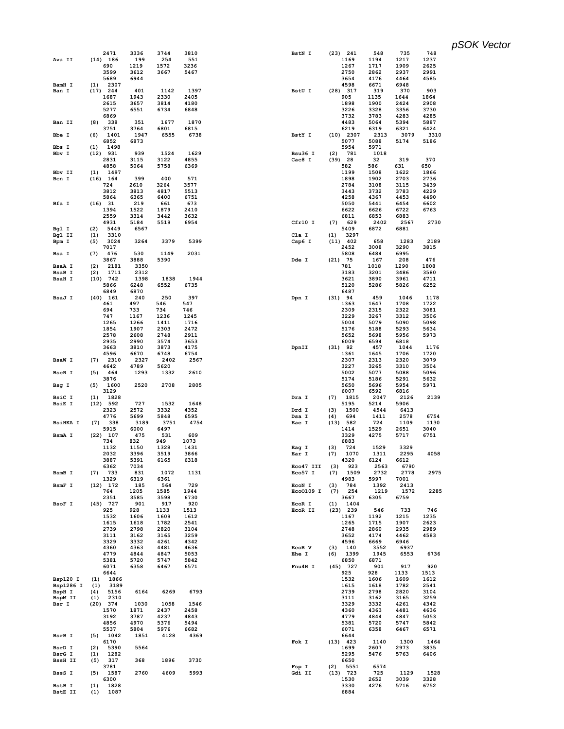*pSOK Vector*

```
                2471     3336     3744     3810
Ava II       (14)  186      199      254      551
                690      1219     1572     3236
                3599     3612     3667     5467
                5689     6944
BamH I       (1)  2307
Ban I        (17)  244      401      1142     1397
                1687     1943     2330     2405
                2615     3657     3814     4180
                5277     6551     6734     6848
                6869
Ban II       (8)  338      351      1677     1870
                3751     3764     6801     6815
Bbe I        (6)  1401     1947     6555     6738
                6852     6873
Bbs I        (1)  1498
Bbv I        (12)  931      939      1524     1629
                2831     3115     3122     4855
                4858     5064     5758     6369
Bbv II       (1)  1497
Bcn I        (16)  164      399      400      571
                724      2610     3264     3577
                3812     3813     4817     5513
                5864     6365     6400     6751
Bfa I        (16)  31       219      661      673
                1394     1522     1879     2410
                2559     3314     3442     3632
                4931     5184     5519     6954
Bgl I        (2)  5449     6567
Bgl II       (1)  3310
Bpm I        (5)  3024     3264     3379     5399
                7017
Bsa I        (7)  476      530      1149     2031
                3867     3888     5390
BsaA I       (2)  2181     3350
BsaB I       (2)  1711     2312
BsaH I       (10)  742      1398     1838     1944
                5866     6248     6552     6735
                6849     6870
BsaJ I       (40)  161      240      250      397
                461      497      546      547
                694      733      734      746
                747      1167     1236     1245
                1265     1266     1411     1716
                1854     1907     2303     2472
                2578     2608     2748     2911
                2935     2990     3574     3653
                3663     3810     3873     4175
                4596     6670     6748     6754
BsaW I       (7)  2310     2327     2402     2567
                4642     4789     5620
BseR I       (5)  464      1293     1332     2610
                3876
Bsg I        (5)  1600     2520     2708     2805
                3129
BsiC I       (1)  1828
BsiE I       (12)  592      727      1532     1648
                2323     2572     3332     4352
                4776     5699     5848     6595
BsiHKA I     (7)  338      3189     3751     4754
                5915     6000     6497
BsmA I       (22)  107      475      531      609
                734      832      949      1073
                1132     1150     1328     1431
                2032     3396     3519     3866
                3887     5391     6165     6318
                6362     7034
BsmB I       (7)  733      831      1072     1131
                1329     6319     6361
BsmF I       (12)  172      185      564      729
                764      1205     1585     1944
                2351     3585     3598     6730
BsoF I       (45)  727      901      917      920
                925      928      1133     1513
                1532     1606     1609     1612
                1615     1618     1782     2541
                2739     2798     2820     3104
                3111     3162     3165     3259
                3329     3332     4261     4342
                4360     4363     4481     4636
                4779     4844     4847     5053
                5381     5720     5747     5842
                6071     6358     6467     6571
                6644
Bsp120 I     (1)  1866
Bsp1286 I    (1)  3189
BspH I       (4)  5156     6164     6269     6793
BspM II      (1)  2310
Bsr I        (20)  374      1030     1058     1546
                1570     1871     2437     2458
                3192     3787     4237     4843
                4856     4970     5376     5494
                5537     5804     5976     6682
BsrB I       (5)  1042     1851     4128     4369
                6170
BsrD I       (2)  5390     5564
BsrG I       (1)  1282
BssH II      (5)  317      368      1896     3730
                3781
BssS I       (5)  1587     2760     4609     5993
                6300
BstB I       (1)  1828
BstE II      (1)  1087
BstN I       (23)  241      548      735      748
                1169     1194     1217     1237
                1267     1717     1909     2625
                2750     2862     2937     2991
                3654     4176     4464     4585
                4598     6671     6948
BstU I       (28)  317      319      370      903
                905      1135     1644     1864
                1898     1900     2424     2908
                3226     3328     3356     3730
                3732     3783     4283     4285
                4483     5064     5394     5887
                6219     6319     6321     6424
BstY I       (10)  2307     2313     3079     3310
                5077     5088     5174     5186
                5954     5971
Bsu36 I      (2)  781      1018
Cac8 I       (39)  28       32       319      370
                582      586      631      650
                1199     1508     1622     1866
                1898     1902     2703     2736
                2784     3108     3115     3439
                3443     3732     3783     4229
                4258     4367     4453     4490
                5050     5441     6454     6602
                6622     6626     6722     6763
                6811     6853     6883
Cfr10 I      (7)  629      2402     2567     2730
                5409     6872     6881
Cla I        (1)  3297
Csp6 I       (11)  402      658      1283     2189
                2452     3008     3290     3815
                5808     6484     6995
Dde I        (21)  75       167      208      476
                781      1018     1290     1808
                3183     3201     3486     3580
                3621     3890     3961     4711
                5120     5286     5826     6252
                6487
Dpn I        (31)  94       459      1046     1178
                1363     1647     1708     1722
                2309     2315     2322     3081
                3229     3267     3312     3506
                5004     5079     5090     5098
                5176     5188     5293     5634
                5652     5698     5956     5973
                6009     6594     6818
DpnII        (31)  92       457      1044     1176
                1361     1645     1706     1720
                2307     2313     2320     3079
                3227     3265     3310     3504
                5002     5077     5088     5096
                5174     5186     5291     5632
                5650     5696     5954     5971
                6007     6592     6816
Dra I        (7)  1815     2047     2126     2139
                5195     5214     5906
Drd I        (3)  1500     4544     6413
Dsa I        (4)  694      1411     2578     6754
Eae I        (13)  582      724      1109     1130
                1414     1529     2651     3040
                3329     4275     5717     6751
                6883
Eag I        (3)  724      1529     3329
Ear I        (7)  1070     1311     2295     4058
                4320     6124     6612
Eco47 III    (3)  923      2563     6790
Eco57 I      (7)  1509     2732     2778     2975
                4983     5997     7001
EcoN I       (3)  784      1392     2413
EcoO109 I    (7)  254      1219     1572     2285
                3667     6305     6759
EcoR I       (1)  1404
EcoR II      (23)  239      546      733      746
                1167     1192     1215     1235
                1265     1715     1907     2623
                2748     2860     2935     2989
                3652     4174     4462     4583
                4596     6669     6946
EcoR V       (3)  140      3552     6937
Ehe I        (6)  1399     1945     6553     6736
                6850     6871
Fnu4H I      (45)  727      901      917      920
                925      928      1133     1513
                1532     1606     1609     1612
                1615     1618     1782     2541
                2739     2798     2820     3104
                3111     3162     3165     3259
                3329     3332     4261     4342
                4360     4363     4481     4636
                4779     4844     4847     5053
                5381     5720     5747     5842
                6071     6358     6467     6571
                6644
Fok I        (13)  423      1140     1300     1464
                1699     2607     2973     3835
                5295     5476     5763     6406
                6650
Fsp I        (2)  5551     6574
Gdi II       (13)  723      725      1129     1528
                1530     2652     3039     3328
                3330     4276     5716     6752
                6884
```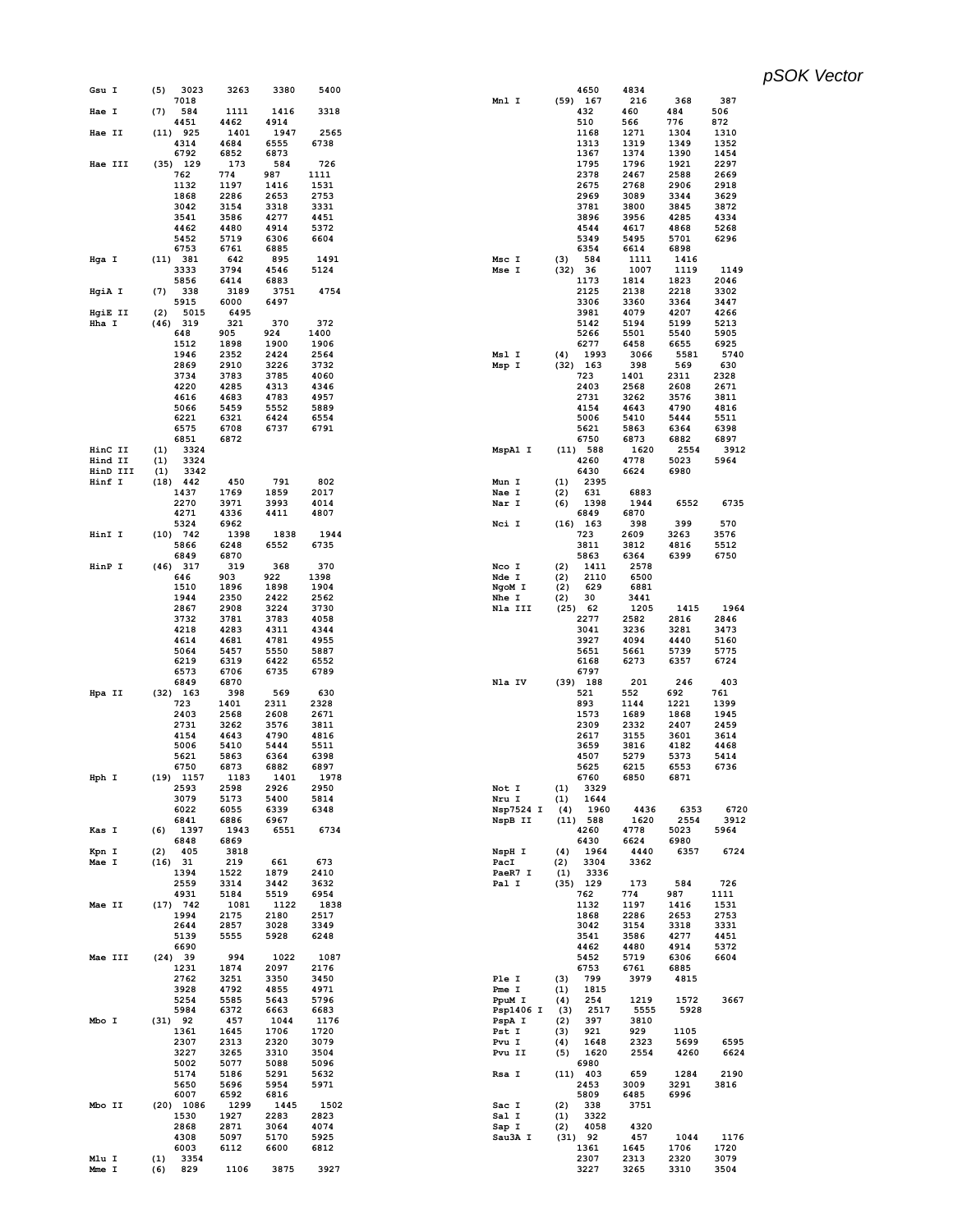*pSOK Vector*

```
Gsu I     (5)  3023   3263   3380   5400
               7018
Hae I     (7)  584    1111   1416   3318
               4451   4462   4914
Hae II    (11) 925    1401   1947   2565
               4314   4684   6555   6738
               6792   6852   6873
Hae III   (35) 129    173    584    726
               762    774    987    1111
               1132   1197   1416   1531
               1868   2286   2653   2753
               3042   3154   3318   3331
               3541   3586   4277   4451
               4462   4480   4914   5372
               5452   5719   6306   6604
               6753   6761   6885
Hga I     (11) 381    642    895    1491
               3333   3794   4546   5124
               5856   6414   6883
HgiA I    (7)  338    3189   3751   4754
               5915   6000   6497
HgiE II   (2)  5015   6495
Hha I     (46) 319    321    370    372
               648    905    924    1400
               1512   1898   1900   1906
               1946   2352   2424   2564
               2869   2910   3226   3732
               3734   3783   3785   4060
               4220   4285   4313   4346
               4616   4683   4783   4957
               5066   5459   5552   5889
               6221   6321   6424   6554
               6575   6708   6737   6791
               6851   6872
HinC II   (1)  3324
Hind II   (1)  3324
HinD III  (1)  3342
Hinf I    (18) 442    450    791    802
               1437   1769   1859   2017
               2270   3971   3993   4014
               4271   4336   4411   4807
               5324   6962
HinI I    (10) 742    1398   1838   1944
               5866   6248   6552   6735
               6849   6870
HinP I    (46) 317    319    368    370
               646    903    922    1398
               1510   1896   1898   1904
               1944   2350   2422   2562
               2867   2908   3224   3730
               3732   3781   3783   4058
               4218   4283   4311   4344
               4614   4681   4781   4955
               5064   5457   5550   5887
               6219   6319   6422   6552
               6573   6706   6735   6789
               6849   6870
Hpa II    (32) 163    398    569    630
               723    1401   2311   2328
               2403   2568   2608   2671
               2731   3262   3576   3811
               4154   4643   4790   4816
               5006   5410   5444   5511
               5621   5863   6364   6398
               6750   6873   6882   6897
Hph I     (19) 1157   1183   1401   1978
               2593   2598   2926   2950
               3079   5173   5400   5814
               6022   6055   6339   6348
               6841   6886   6967
Kas I     (6)  1397   1943   6551   6734
               6848   6869
Kpn I     (2)  405    3818
Mae I     (16) 31     219    661    673
               1394   1522   1879   2410
               2559   3314   3442   3632
               4931   5184   5519   6954
Mae II    (17) 742    1081   1122   1838
               1994   2175   2180   2517
               2644   2857   3028   3349
               5139   5555   5928   6248
               6690
Mae III   (24) 39     994    1022   1087
               1231   1874   2097   2176
               2762   3251   3350   3450
               3928   4792   4855   4971
               5254   5585   5643   5796
               5984   6372   6663   6683
Mbo I     (31) 92     457    1044   1176
               1361   1645   1706   1720
               2307   2313   2320   3079
               3227   3265   3310   3504
               5002   5077   5088   5096
               5174   5186   5291   5632
               5650   5696   5954   5971
               6007   6592   6816
Mbo II    (20) 1086   1299   1445   1502
               1530   1927   2283   2823
               2868   2871   3064   4074
               4308   5097   5170   5925
               6003   6112   6600   6812
Mlu I     (1)  3354
Mme I     (6)  829    1106   3875   3927
               4650   4834
Mnl I     (59) 167    216    368    387
               432    460    484    506
               510    566    776    872
               1168   1271   1304   1310
               1313   1319   1349   1352
               1367   1374   1390   1454
               1795   1796   1921   2297
               2378   2467   2588   2669
               2675   2768   2906   2918
               2969   3089   3344   3629
               3781   3800   3845   3872
               3896   3956   4285   4334
               4544   4617   4868   5268
               5349   5495   5701   6296
               6354   6614   6898
Msc I     (3)  584    1111   1416
Mse I     (32) 36     1007   1119   1149
               1173   1814   1823   2046
               2125   2138   2218   3302
               3306   3360   3364   3447
               3981   4079   4207   4266
               5142   5194   5199   5213
               5266   5501   5540   5905
               6277   6458   6655   6925
Msl I     (4)  1993   3066   5581   5740
Msp I     (32) 163    398    569    630
               723    1401   2311   2328
               2403   2568   2608   2671
               2731   3262   3576   3811
               4154   4643   4790   4816
               5006   5410   5444   5511
               5621   5863   6364   6398
               6750   6873   6882   6897
MspA1 I   (11) 588    1620   2554   3912
               4260   4778   5023   5964
               6430   6624   6980
Mun I     (1)  2395
Nae I     (2)  631    6883
Nar I     (6)  1398   1944   6552   6735
               6849   6870
Nci I     (16) 163    398    399    570
               723    2609   3263   3576
               3811   3812   4816   5512
               5863   6364   6399   6750
Nco I     (2)  1411   2578
Nde I     (2)  2110   6500
NgoM I    (2)  629    6881
Nhe I     (2)  30     3441
Nla III   (25) 62     1205   1415   1964
               2277   2582   2816   2846
               3041   3236   3281   3473
               3927   4094   4440   5160
               5651   5661   5739   5775
               6168   6273   6357   6724
               6797
Nla IV    (39) 188    201    246    403
               521    552    692    761
               893    1144   1221   1399
               1573   1689   1868   1945
               2309   2332   2407   2459
               2617   3155   3601   3614
               3659   3816   4182   4468
               4507   5279   5373   5414
               5625   6215   6553   6736
               6760   6850   6871
Not I     (1)  3329
Nru I     (1)  1644
Nsp7524 I (4)  1960   4436   6353   6720
NspB II   (11) 588    1620   2554   3912
               4260   4778   5023   5964
               6430   6624   6980
NspH I    (4)  1964   4440   6357   6724
PacI      (2)  3304   3362
PaeR7 I   (1)  3336
Pal I     (35) 129    173    584    726
               762    774    987    1111
               1132   1197   1416   1531
               1868   2286   2653   2753
               3042   3154   3318   3331
               3541   3586   4277   4451
               4462   4480   4914   5372
               5452   5719   6306   6604
               6753   6761   6885
Ple I     (3)  799    3979   4815
Pme I     (1)  1815
PpuM I    (4)  254    1219   1572   3667
Psp1406 I (3)  2517   5555   5928
PspA I    (2)  397    3810
Pst I     (3)  921    929    1105
Pvu I     (4)  1648   2323   5699   6595
Pvu II    (5)  1620   2554   4260   6624
               6980
Rsa I     (11) 403    659    1284   2190
               2453   3009   3291   3816
               5809   6485   6996
Sac I     (2)  338    3751
Sal I     (1)  3322
Sap I     (2)  4058   4320
Sau3A I   (31) 92     457    1044   1176
               1361   1645   1706   1720
               2307   2313   2320   3079
               3227   3265   3310   3504
```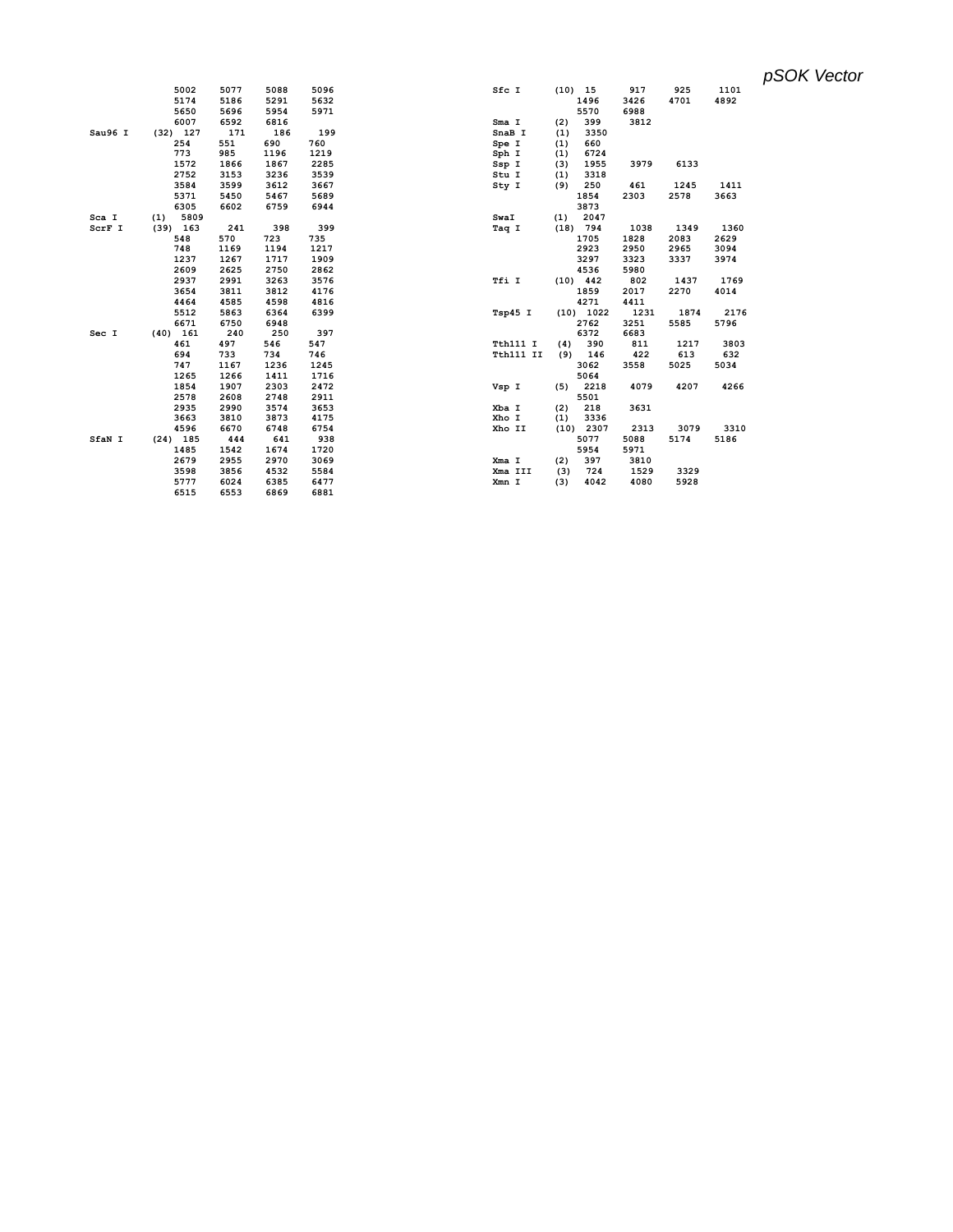| Enzyme | Sites | Positions |
|---|---|---|
| | | 5002 5077 5088 5096 5174 5186 5291 5632 5650 5696 5954 5971 6007 6592 6816 |
| Sau96 I | (32) | 127 171 186 199 254 551 690 760 773 985 1196 1219 1572 1866 1867 2285 2752 3153 3236 3539 3584 3599 3612 3667 5371 5450 5467 5689 6305 6602 6759 6944 |
| Sca I | (1) | 5809 |
| ScrF I | (39) | 163 241 398 399 548 570 723 735 748 1169 1194 1217 1237 1267 1717 1909 2609 2625 2750 2862 2937 2991 3263 3576 3654 3811 3812 4176 4464 4585 4598 4816 5512 5863 6364 6399 6671 6750 6948 |
| Sec I | (40) | 161 240 250 397 461 497 546 547 694 733 734 746 747 1167 1236 1245 1265 1266 1411 1716 1854 1907 2303 2472 2578 2608 2748 2911 2935 2990 3574 3653 3663 3810 3873 4175 4596 6670 6748 6754 |
| SfaN I | (24) | 185 444 641 938 1485 1542 1674 1720 2679 2955 2970 3069 3598 3856 4532 5584 5777 6024 6385 6477 6515 6553 6869 6881 |
| Sfc I | (10) | 15 917 925 1101 1496 3426 4701 4892 5570 6988 |
| Sma I | (2) | 399 3812 |
| SnaB I | (1) | 3350 |
| Spe I | (1) | 660 |
| Sph I | (1) | 6724 |
| Ssp I | (3) | 1955 3979 6133 |
| Stu I | (1) | 3318 |
| Sty I | (9) | 250 461 1245 1411 1854 2303 2578 3663 3873 |
| SwaI | (1) | 2047 |
| Taq I | (18) | 794 1038 1349 1360 1705 1828 2083 2629 2923 2950 2965 3094 3297 3323 3337 3974 4536 5980 |
| Tfi I | (10) | 442 802 1437 1769 1859 2017 2270 4014 4271 4411 |
| Tsp45 I | (10) | 1022 1231 1874 2176 2762 3251 5585 5796 6372 6683 |
| Tth111 I | (4) | 390 811 1217 3803 |
| Tth111 II | (9) | 146 422 613 632 3062 3558 5025 5034 5064 |
| Vsp I | (5) | 2218 4079 4207 4266 5501 |
| Xba I | (2) | 218 3631 |
| Xho I | (1) | 3336 |
| Xho II | (10) | 2307 2313 3079 3310 5077 5088 5174 5186 5954 5971 |
| Xma I | (2) | 397 3810 |
| Xma III | (3) | 724 1529 3329 |
| Xmn I | (3) | 4042 4080 5928 |